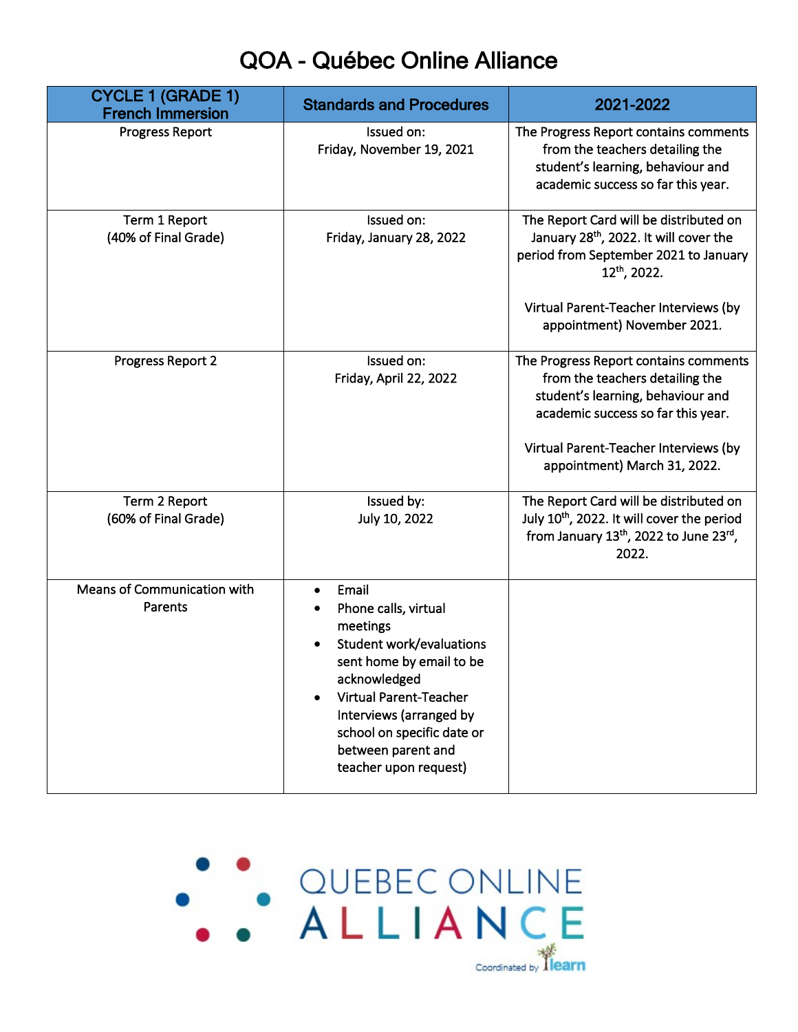# QOA - Québec Online Alliance

| CYCLE 1 (GRADE 1) French Immersion | Standards and Procedures | 2021-2022 |
|---|---|---|
| Progress Report | Issued on: Friday, November 19, 2021 | The Progress Report contains comments from the teachers detailing the student's learning, behaviour and academic success so far this year. |
| Term 1 Report (40% of Final Grade) | Issued on: Friday, January 28, 2022 | The Report Card will be distributed on January 28th, 2022. It will cover the period from September 2021 to January 12th, 2022.<br><br>Virtual Parent-Teacher Interviews (by appointment) November 2021. |
| Progress Report 2 | Issued on: Friday, April 22, 2022 | The Progress Report contains comments from the teachers detailing the student's learning, behaviour and academic success so far this year.<br><br>Virtual Parent-Teacher Interviews (by appointment) March 31, 2022. |
| Term 2 Report (60% of Final Grade) | Issued by: July 10, 2022 | The Report Card will be distributed on July 10th, 2022. It will cover the period from January 13th, 2022 to June 23rd, 2022. |
| Means of Communication with Parents | • Email<br>• Phone calls, virtual meetings<br>• Student work/evaluations sent home by email to be acknowledged<br>• Virtual Parent-Teacher Interviews (arranged by school on specific date or between parent and teacher upon request) | |

QUEBEC ONLINE ALLIANCE

Coordinated by learn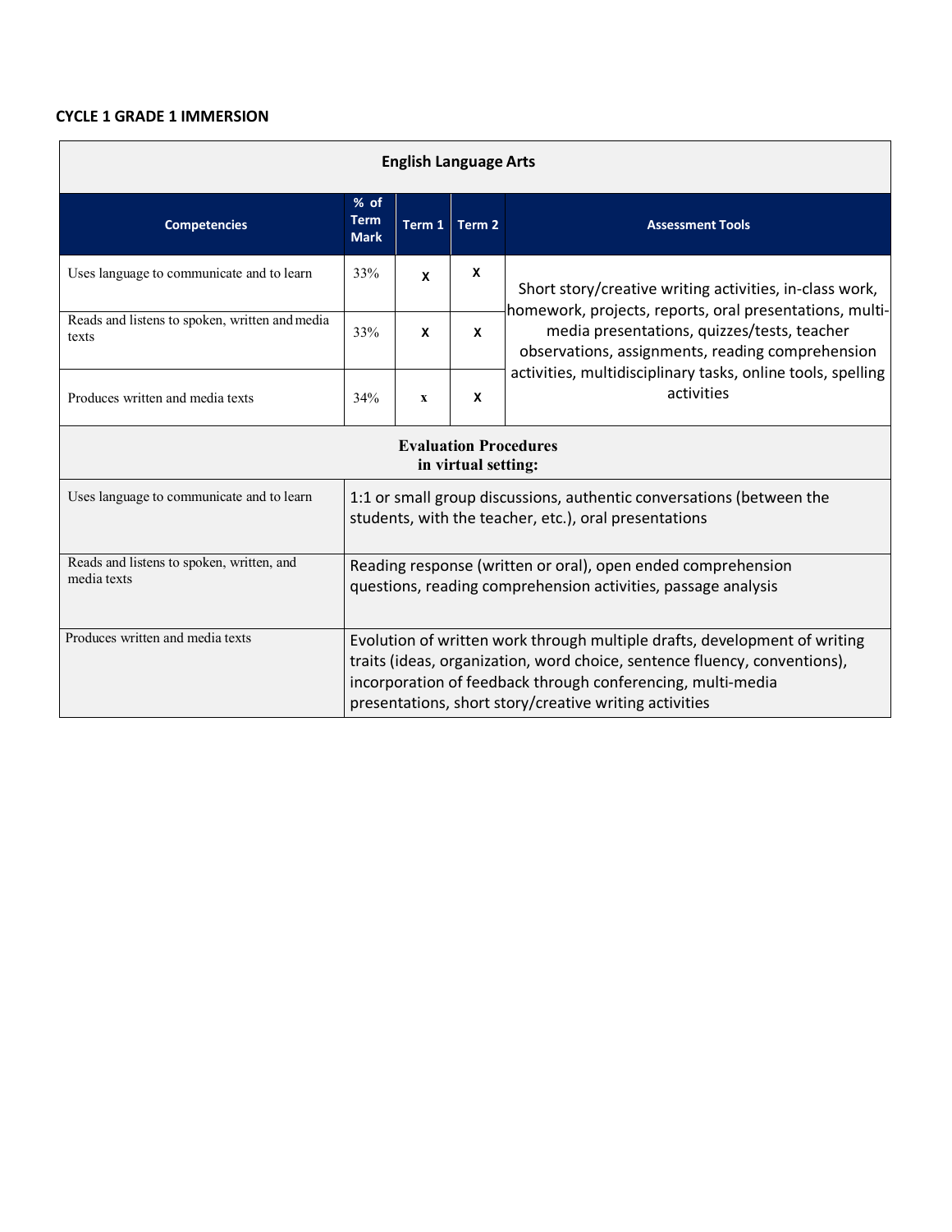**CYCLE 1 GRADE 1 IMMERSION**

| English Language Arts | | | | |
|---|---|---|---|---|
| **Competencies** | **% of Term Mark** | **Term 1** | **Term 2** | **Assessment Tools** |
| Uses language to communicate and to learn | 33% | X | X | Short story/creative writing activities, in-class work, homework, projects, reports, oral presentations, multi-media presentations, quizzes/tests, teacher observations, assignments, reading comprehension activities, multidisciplinary tasks, online tools, spelling activities |
| Reads and listens to spoken, written and media texts | 33% | X | X | |
| Produces written and media texts | 34% | x | X | |
| **Evaluation Procedures in virtual setting:** | | | | |
| Uses language to communicate and to learn | 1:1 or small group discussions, authentic conversations (between the students, with the teacher, etc.), oral presentations | | | |
| Reads and listens to spoken, written, and media texts | Reading response (written or oral), open ended comprehension questions, reading comprehension activities, passage analysis | | | |
| Produces written and media texts | Evolution of written work through multiple drafts, development of writing traits (ideas, organization, word choice, sentence fluency, conventions), incorporation of feedback through conferencing, multi-media presentations, short story/creative writing activities | | | |